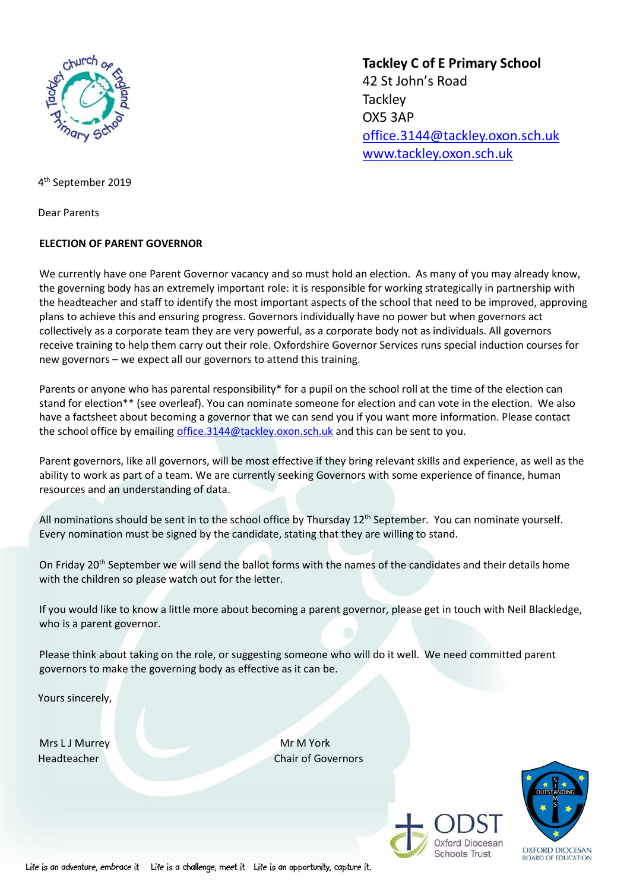**Tackley C of E Primary School**
42 St John's Road
Tackley
OX5 3AP
office.3144@tackley.oxon.sch.uk
www.tackley.oxon.sch.uk

4th September 2019

Dear Parents

**ELECTION OF PARENT GOVERNOR**

We currently have one Parent Governor vacancy and so must hold an election. As many of you may already know, the governing body has an extremely important role: it is responsible for working strategically in partnership with the headteacher and staff to identify the most important aspects of the school that need to be improved, approving plans to achieve this and ensuring progress. Governors individually have no power but when governors act collectively as a corporate team they are very powerful, as a corporate body not as individuals. All governors receive training to help them carry out their role. Oxfordshire Governor Services runs special induction courses for new governors – we expect all our governors to attend this training.

Parents or anyone who has parental responsibility* for a pupil on the school roll at the time of the election can stand for election** (see overleaf). You can nominate someone for election and can vote in the election. We also have a factsheet about becoming a governor that we can send you if you want more information. Please contact the school office by emailing office.3144@tackley.oxon.sch.uk and this can be sent to you.

Parent governors, like all governors, will be most effective if they bring relevant skills and experience, as well as the ability to work as part of a team. We are currently seeking Governors with some experience of finance, human resources and an understanding of data.

All nominations should be sent in to the school office by Thursday 12th September. You can nominate yourself. Every nomination must be signed by the candidate, stating that they are willing to stand.

On Friday 20th September we will send the ballot forms with the names of the candidates and their details home with the children so please watch out for the letter.

If you would like to know a little more about becoming a parent governor, please get in touch with Neil Blackledge, who is a parent governor.

Please think about taking on the role, or suggesting someone who will do it well. We need committed parent governors to make the governing body as effective as it can be.

Yours sincerely,

Mrs L J Murrey
Headteacher

Mr M York
Chair of Governors

Life is an adventure, embrace it   Life is a challenge, meet it   Life is an opportunity, capture it.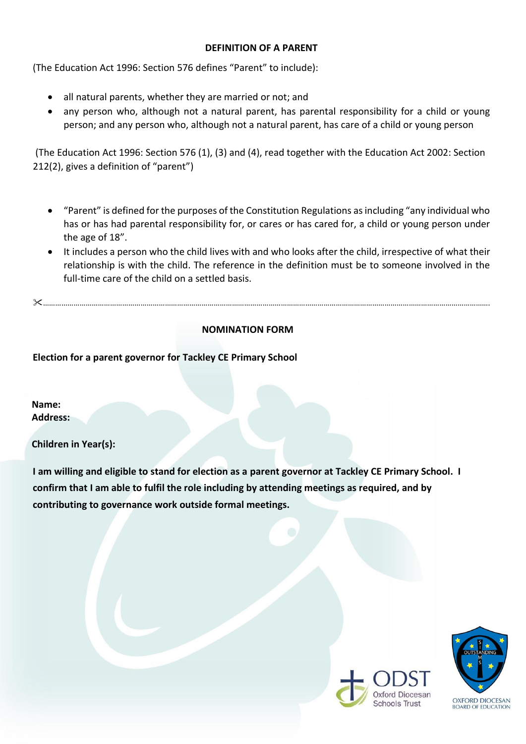## DEFINITION OF A PARENT

(The Education Act 1996: Section 576 defines "Parent" to include):

- all natural parents, whether they are married or not; and
- any person who, although not a natural parent, has parental responsibility for a child or young person; and any person who, although not a natural parent, has care of a child or young person

(The Education Act 1996: Section 576 (1), (3) and (4), read together with the Education Act 2002: Section 212(2), gives a definition of "parent")

- "Parent" is defined for the purposes of the Constitution Regulations as including "any individual who has or has had parental responsibility for, or cares or has cared for, a child or young person under the age of 18".
- It includes a person who the child lives with and who looks after the child, irrespective of what their relationship is with the child. The reference in the definition must be to someone involved in the full-time care of the child on a settled basis.

✂……………………………………………………………………………………………………………………………

## NOMINATION FORM

**Election for a parent governor for Tackley CE Primary School**

**Name:**
**Address:**

**Children in Year(s):**

**I am willing and eligible to stand for election as a parent governor at Tackley CE Primary School. I confirm that I am able to fulfil the role including by attending meetings as required, and by contributing to governance work outside formal meetings.**

ODST Oxford Diocesan Schools Trust

OXFORD DIOCESAN BOARD OF EDUCATION